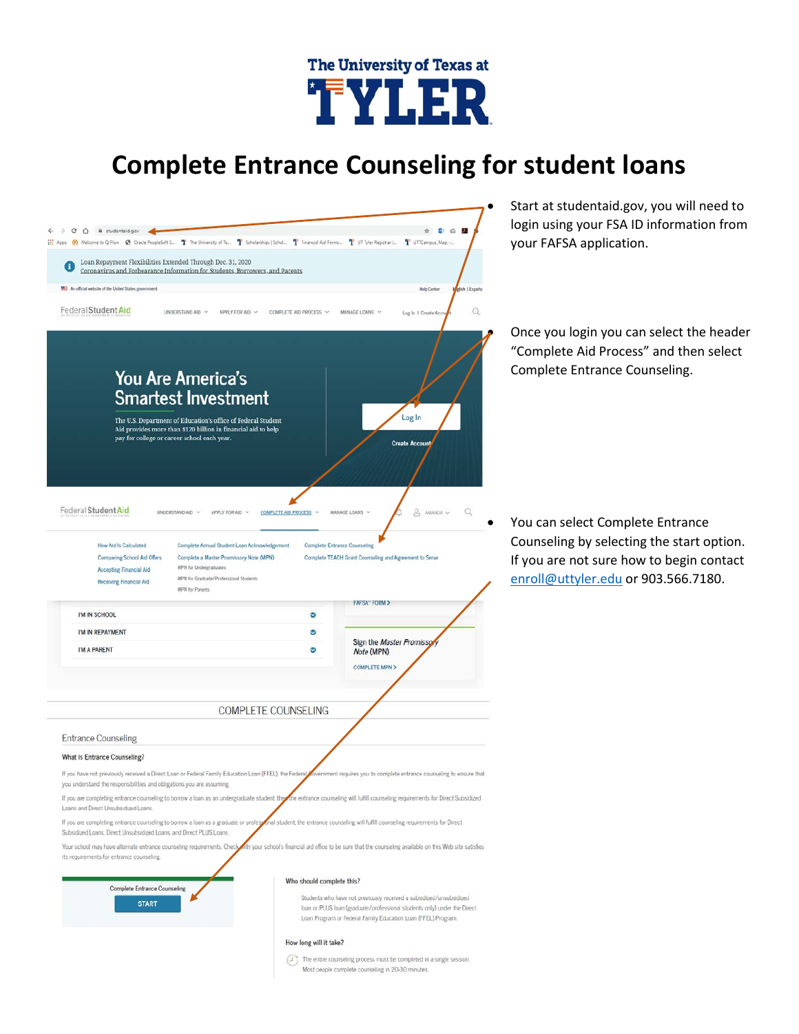The University of Texas at

# TYLER

# Complete Entrance Counseling for student loans

- Start at studentaid.gov, you will need to login using your FSA ID information from your FAFSA application.
- Once you login you can select the header "Complete Aid Process" and then select Complete Entrance Counseling.
- You can select Complete Entrance Counseling by selecting the start option. If you are not sure how to begin contact enroll@uttyler.edu or 903.566.7180.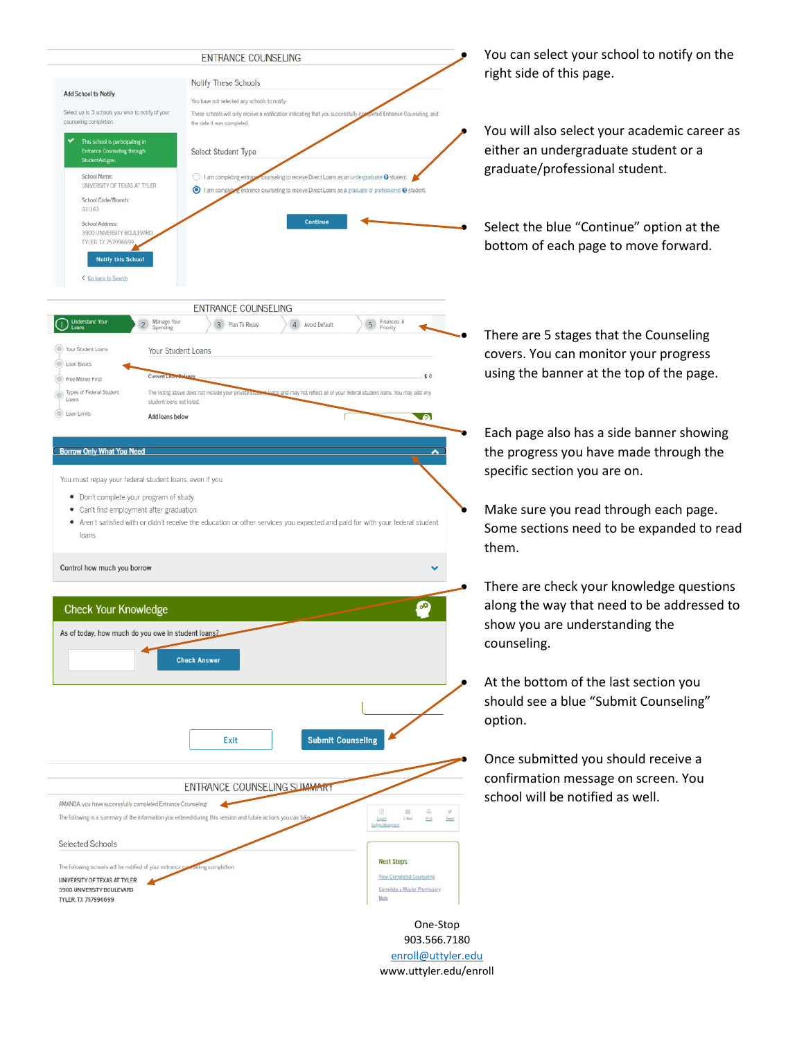ENTRANCE COUNSELING

Add School to Notify

Select up to 3 schools you wish to notify of your counseling completion.

This school is participating in Entrance Counseling through StudentAid.gov.

School Name: UNIVERSITY OF TEXAS AT TYLER

School Code/Branch: G11163

School Address: 3900 UNIVERSITY BOULEVARD TYLER TX 757996699

Notify this School

Go back to Search

Notify These Schools

You have not selected any schools to notify.

These schools will only receive a notification indicating that you successfully completed Entrance Counseling, and the date it was completed.

Select Student Type

I am completing entrance counseling to receive Direct Loans as an undergraduate student.

I am completing entrance counseling to receive Direct Loans as a graduate or professional student.

Continue

- You can select your school to notify on the right side of this page.
- You will also select your academic career as either an undergraduate student or a graduate/professional student.
- Select the blue "Continue" option at the bottom of each page to move forward.

ENTRANCE COUNSELING

1 Understand Your Loans | 2 Manage Your Spending | 3 Plan To Repay | 4 Avoid Default | 5 Finances: A Priority

Your Student Loans

Loan Basics

Free Money First

Types of Federal Student Loans

Loan Limits

Your Student Loans

Current Loan Balance $ 0

The listing above does not include your private student loans and may not reflect all of your federal student loans. You may add any student loans not listed.

Add loans below

Borrow Only What You Need

You must repay your federal student loans, even if you:

- Don't complete your program of study.
- Can't find employment after graduation.
- Aren't satisfied with or didn't receive the education or other services you expected and paid for with your federal student loans.

Control how much you borrow

Check Your Knowledge

As of today, how much do you owe in student loans?

Check Answer

Exit

Submit Counseling

- There are 5 stages that the Counseling covers. You can monitor your progress using the banner at the top of the page.
- Each page also has a side banner showing the progress you have made through the specific section you are on.
- Make sure you read through each page. Some sections need to be expanded to read them.
- There are check your knowledge questions along the way that need to be addressed to show you are understanding the counseling.
- At the bottom of the last section you should see a blue "Submit Counseling" option.

ENTRANCE COUNSELING SUMMARY

AMANDA, you have successfully completed Entrance Counseling!

The following is a summary of the information you entered during this session and future actions you can take.

Selected Schools

The following schools will be notified of your entrance counseling completion.

UNIVERSITY OF TEXAS AT TYLER
3900 UNIVERSITY BOULEVARD
TYLER, TX 757996699

Export Budget/Repayment | E-Mail | Print | Tweet

Next Steps

View Completed Counseling

Complete a Master Promissory Note

- Once submitted you should receive a confirmation message on screen. You school will be notified as well.

One-Stop
903.566.7180
enroll@uttyler.edu
www.uttyler.edu/enroll